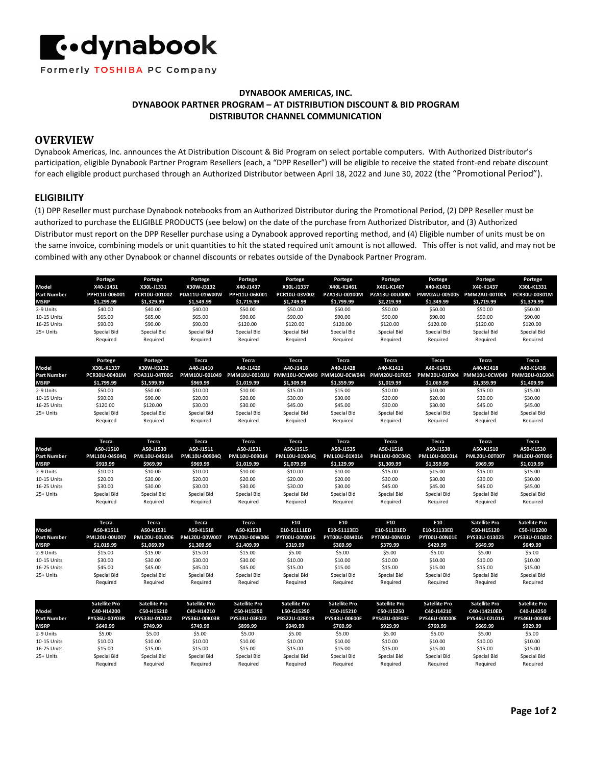**dynabook**

Formerly TOSHIBA PC Company

**DYNABOOK AMERICAS, INC.**
**DYNABOOK PARTNER PROGRAM – AT DISTRIBUTION DISCOUNT & BID PROGRAM**
**DISTRIBUTOR CHANNEL COMMUNICATION**

## OVERVIEW

Dynabook Americas, Inc. announces the At Distribution Discount & Bid Program on select portable computers. With Authorized Distributor's participation, eligible Dynabook Partner Program Resellers (each, a "DPP Reseller") will be eligible to receive the stated front-end rebate discount for each eligible product purchased through an Authorized Distributor between April 18, 2022 and June 30, 2022 (the "Promotional Period").

## ELIGIBILITY

(1) DPP Reseller must purchase Dynabook notebooks from an Authorized Distributor during the Promotional Period, (2) DPP Reseller must be authorized to purchase the ELIGIBLE PRODUCTS (see below) on the date of the purchase from Authorized Distributor, and (3) Authorized Distributor must report on the DPP Reseller purchase using a Dynabook approved reporting method, and (4) Eligible number of units must be on the same invoice, combining models or unit quantities to hit the stated required unit amount is not allowed. This offer is not valid, and may not be combined with any other Dynabook or channel discounts or rebates outside of the Dynabook Partner Program.

| Model | Portege X40-J1431 | Portege X30L-J1331 | Portege X30W-J3132 | Portege X40-J1437 | Portege X30L-J1337 | Portege X40L-K1461 | Portege X40L-K1467 | Portege X40-K1431 | Portege X40-K1437 | Portege X30L-K1331 |
|---|---|---|---|---|---|---|---|---|---|---|
| Part Number | PPH11U-006001 | PCR10U-001002 | PDA11U-01W00W | PPH11U-06K001 | PCR10U-03V002 | PZA13U-00100M | PZA13U-00U00M | PMM2AU-00S005 | PMM2AU-00T005 | PCR30U-00301M |
| MSRP | $1,299.99 | $1,329.99 | $1,549.99 | $1,719.99 | $1,749.99 | $1,799.99 | $2,219.99 | $1,349.99 | $1,719.99 | $1,379.99 |
| 2-9 Units | $40.00 | $40.00 | $40.00 | $50.00 | $50.00 | $50.00 | $50.00 | $50.00 | $50.00 | $50.00 |
| 10-15 Units | $65.00 | $65.00 | $65.00 | $90.00 | $90.00 | $90.00 | $90.00 | $90.00 | $90.00 | $90.00 |
| 16-25 Units | $90.00 | $90.00 | $90.00 | $120.00 | $120.00 | $120.00 | $120.00 | $120.00 | $120.00 | $120.00 |
| 25+ Units | Special Bid Required | Special Bid Required | Special Bid Required | Special Bid Required | Special Bid Required | Special Bid Required | Special Bid Required | Special Bid Required | Special Bid Required | Special Bid Required |

| Model | Portege X30L-K1337 | Portege X30W-K3132 | Tecra A40-J1410 | Tecra A40-J1420 | Tecra A40-J1418 | Tecra A40-J1428 | Tecra A40-K1411 | Tecra A40-K1431 | Tecra A40-K1418 | Tecra A40-K1438 |
|---|---|---|---|---|---|---|---|---|---|---|
| Part Number | PCR30U-00401M | PDA31U-04T00G | PMM10U-001049 | PMM10U-00101U | PMM10U-0CW049 | PMM10U-0CW044 | PMM20U-01F005 | PMM20U-01F004 | PMM10U-0CW049 | PMM20U-01G004 |
| MSRP | $1,799.99 | $1,599.99 | $969.99 | $1,019.99 | $1,309.99 | $1,359.99 | $1,019.99 | $1,069.99 | $1,359.99 | $1,409.99 |
| 2-9 Units | $50.00 | $50.00 | $10.00 | $10.00 | $15.00 | $15.00 | $10.00 | $10.00 | $15.00 | $15.00 |
| 10-15 Units | $90.00 | $90.00 | $20.00 | $20.00 | $30.00 | $30.00 | $20.00 | $20.00 | $30.00 | $30.00 |
| 16-25 Units | $120.00 | $120.00 | $30.00 | $30.00 | $45.00 | $45.00 | $30.00 | $30.00 | $45.00 | $45.00 |
| 25+ Units | Special Bid Required | Special Bid Required | Special Bid Required | Special Bid Required | Special Bid Required | Special Bid Required | Special Bid Required | Special Bid Required | Special Bid Required | Special Bid Required |

| Model | Tecra A50-J1510 | Tecra A50-J1530 | Tecra A50-J1511 | Tecra A50-J1531 | Tecra A50-J1515 | Tecra A50-J1535 | Tecra A50-J1518 | Tecra A50-J1538 | Tecra A50-K1510 | Tecra A50-K1530 |
|---|---|---|---|---|---|---|---|---|---|---|
| Part Number | PML10U-04S04Q | PML10U-04S014 | PML10U-00904Q | PML10U-009014 | PML10U-01X04Q | PML10U-01X014 | PML10U-00C04Q | PML10U-00C014 | PML20U-00T007 | PML20U-00T006 |
| MSRP | $919.99 | $969.99 | $969.99 | $1,019.99 | $1,079.99 | $1,129.99 | $1,309.99 | $1,359.99 | $969.99 | $1,019.99 |
| 2-9 Units | $10.00 | $10.00 | $10.00 | $10.00 | $10.00 | $10.00 | $15.00 | $15.00 | $15.00 | $15.00 |
| 10-15 Units | $20.00 | $20.00 | $20.00 | $20.00 | $20.00 | $20.00 | $30.00 | $30.00 | $30.00 | $30.00 |
| 16-25 Units | $30.00 | $30.00 | $30.00 | $30.00 | $30.00 | $30.00 | $45.00 | $45.00 | $45.00 | $45.00 |
| 25+ Units | Special Bid Required | Special Bid Required | Special Bid Required | Special Bid Required | Special Bid Required | Special Bid Required | Special Bid Required | Special Bid Required | Special Bid Required | Special Bid Required |

| Model | Tecra A50-K1511 | Tecra A50-K1531 | Tecra A50-K1518 | Tecra A50-K1538 | E10 E10-S1111ED | E10 E10-S1113ED | E10 E10-S1131ED | E10 E10-S1133ED | Satellite Pro C50-H15120 | Satellite Pro C50-H15200 |
|---|---|---|---|---|---|---|---|---|---|---|
| Part Number | PML20U-00U007 | PML20U-00U006 | PML20U-00W007 | PML20U-00W006 | PYT00U-00M016 | PYT00U-00M016 | PYT00U-00N01D | PYT00U-00N01E | PYS33U-013023 | PYS33U-01Q022 |
| MSRP | $1,019.99 | $1,069.99 | $1,309.99 | $1,409.99 | $319.99 | $369.99 | $379.99 | $429.99 | $649.99 | $649.99 |
| 2-9 Units | $15.00 | $15.00 | $15.00 | $15.00 | $5.00 | $5.00 | $5.00 | $5.00 | $5.00 | $5.00 |
| 10-15 Units | $30.00 | $30.00 | $30.00 | $30.00 | $10.00 | $10.00 | $10.00 | $10.00 | $10.00 | $10.00 |
| 16-25 Units | $45.00 | $45.00 | $45.00 | $45.00 | $15.00 | $15.00 | $15.00 | $15.00 | $15.00 | $15.00 |
| 25+ Units | Special Bid Required | Special Bid Required | Special Bid Required | Special Bid Required | Special Bid Required | Special Bid Required | Special Bid Required | Special Bid Required | Special Bid Required | Special Bid Required |

| Model | Satellite Pro C40-H14200 | Satellite Pro C50-H15210 | Satellite Pro C40-H14210 | Satellite Pro C50-H15250 | Satellite Pro L50-G15250 | Satellite Pro C50-J15210 | Satellite Pro C50-J15250 | Satellite Pro C40-J14210 | Satellite Pro C40-J14210ED | Satellite Pro C40-J14250 |
|---|---|---|---|---|---|---|---|---|---|---|
| Part Number | PYS36U-00Y03R | PYS33U-012022 | PYS36U-00K03R | PYS33U-03F022 | PBS22U-02E01R | PYS43U-00E00F | PYS43U-00F00F | PYS46U-00D00E | PYS46U-02L01G | PYS46U-00E00E |
| MSRP | $649.99 | $749.99 | $749.99 | $899.99 | $949.99 | $769.99 | $929.99 | $769.99 | $669.99 | $929.99 |
| 2-9 Units | $5.00 | $5.00 | $5.00 | $5.00 | $5.00 | $5.00 | $5.00 | $5.00 | $5.00 | $5.00 |
| 10-15 Units | $10.00 | $10.00 | $10.00 | $10.00 | $10.00 | $10.00 | $10.00 | $10.00 | $10.00 | $10.00 |
| 16-25 Units | $15.00 | $15.00 | $15.00 | $15.00 | $15.00 | $15.00 | $15.00 | $15.00 | $15.00 | $15.00 |
| 25+ Units | Special Bid Required | Special Bid Required | Special Bid Required | Special Bid Required | Special Bid Required | Special Bid Required | Special Bid Required | Special Bid Required | Special Bid Required | Special Bid Required |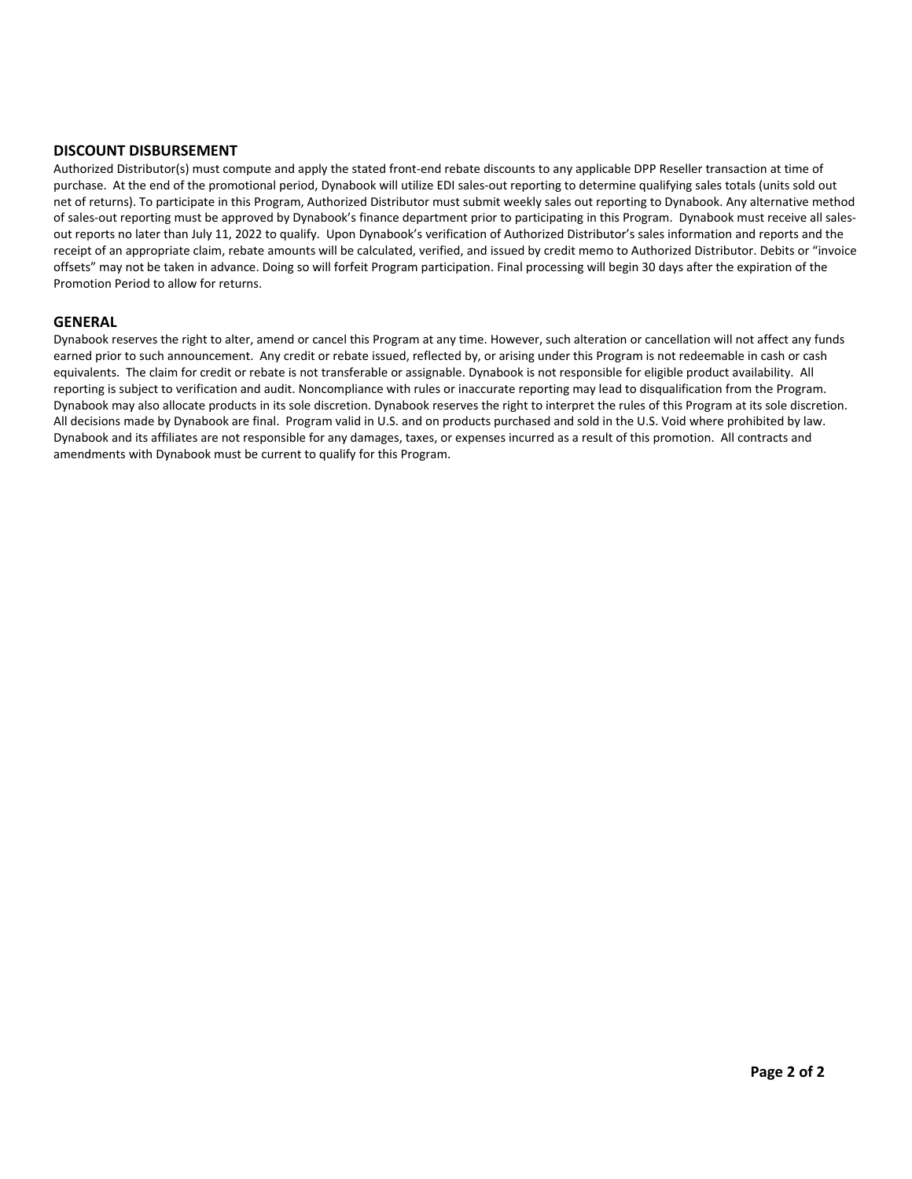## DISCOUNT DISBURSEMENT

Authorized Distributor(s) must compute and apply the stated front-end rebate discounts to any applicable DPP Reseller transaction at time of purchase. At the end of the promotional period, Dynabook will utilize EDI sales-out reporting to determine qualifying sales totals (units sold out net of returns). To participate in this Program, Authorized Distributor must submit weekly sales out reporting to Dynabook. Any alternative method of sales-out reporting must be approved by Dynabook's finance department prior to participating in this Program. Dynabook must receive all sales-out reports no later than July 11, 2022 to qualify. Upon Dynabook's verification of Authorized Distributor's sales information and reports and the receipt of an appropriate claim, rebate amounts will be calculated, verified, and issued by credit memo to Authorized Distributor. Debits or "invoice offsets" may not be taken in advance. Doing so will forfeit Program participation. Final processing will begin 30 days after the expiration of the Promotion Period to allow for returns.

## GENERAL

Dynabook reserves the right to alter, amend or cancel this Program at any time. However, such alteration or cancellation will not affect any funds earned prior to such announcement. Any credit or rebate issued, reflected by, or arising under this Program is not redeemable in cash or cash equivalents. The claim for credit or rebate is not transferable or assignable. Dynabook is not responsible for eligible product availability. All reporting is subject to verification and audit. Noncompliance with rules or inaccurate reporting may lead to disqualification from the Program. Dynabook may also allocate products in its sole discretion. Dynabook reserves the right to interpret the rules of this Program at its sole discretion. All decisions made by Dynabook are final. Program valid in U.S. and on products purchased and sold in the U.S. Void where prohibited by law. Dynabook and its affiliates are not responsible for any damages, taxes, or expenses incurred as a result of this promotion. All contracts and amendments with Dynabook must be current to qualify for this Program.